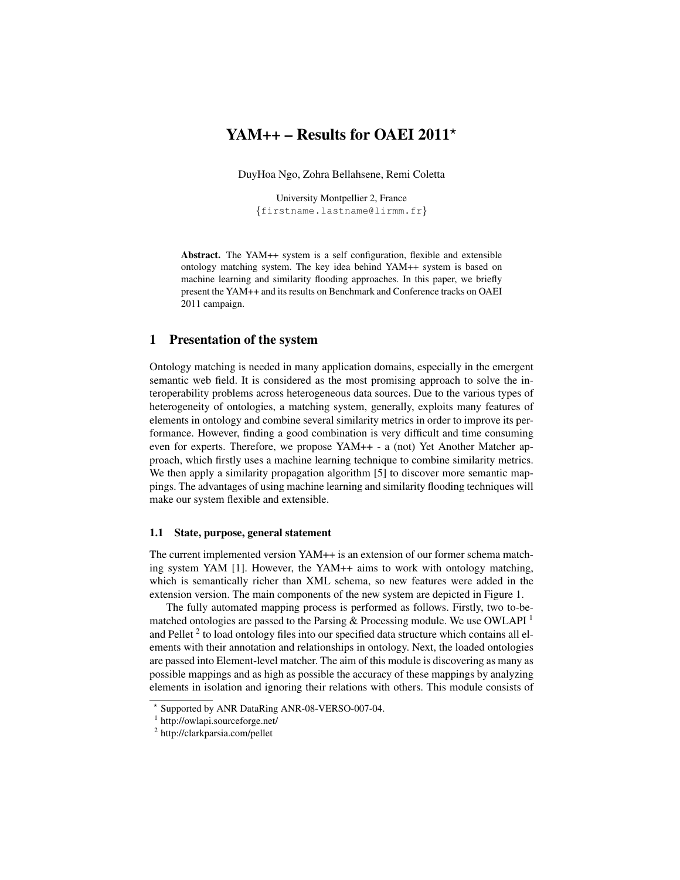# YAM++ – Results for OAEI 2011*

DuyHoa Ngo, Zohra Bellahsene, Remi Coletta

University Montpellier 2, France
{firstname.lastname@lirmm.fr}

**Abstract.** The YAM++ system is a self configuration, flexible and extensible ontology matching system. The key idea behind YAM++ system is based on machine learning and similarity flooding approaches. In this paper, we briefly present the YAM++ and its results on Benchmark and Conference tracks on OAEI 2011 campaign.

## 1 Presentation of the system

Ontology matching is needed in many application domains, especially in the emergent semantic web field. It is considered as the most promising approach to solve the interoperability problems across heterogeneous data sources. Due to the various types of heterogeneity of ontologies, a matching system, generally, exploits many features of elements in ontology and combine several similarity metrics in order to improve its performance. However, finding a good combination is very difficult and time consuming even for experts. Therefore, we propose YAM++ - a (not) Yet Another Matcher approach, which firstly uses a machine learning technique to combine similarity metrics. We then apply a similarity propagation algorithm [5] to discover more semantic mappings. The advantages of using machine learning and similarity flooding techniques will make our system flexible and extensible.

### 1.1 State, purpose, general statement

The current implemented version YAM++ is an extension of our former schema matching system YAM [1]. However, the YAM++ aims to work with ontology matching, which is semantically richer than XML schema, so new features were added in the extension version. The main components of the new system are depicted in Figure 1.

The fully automated mapping process is performed as follows. Firstly, two to-be-matched ontologies are passed to the Parsing & Processing module. We use OWLAPI [1] and Pellet [2] to load ontology files into our specified data structure which contains all elements with their annotation and relationships in ontology. Next, the loaded ontologies are passed into Element-level matcher. The aim of this module is discovering as many as possible mappings and as high as possible the accuracy of these mappings by analyzing elements in isolation and ignoring their relations with others. This module consists of

* Supported by ANR DataRing ANR-08-VERSO-007-04.

[1] http://owlapi.sourceforge.net/

[2] http://clarkparsia.com/pellet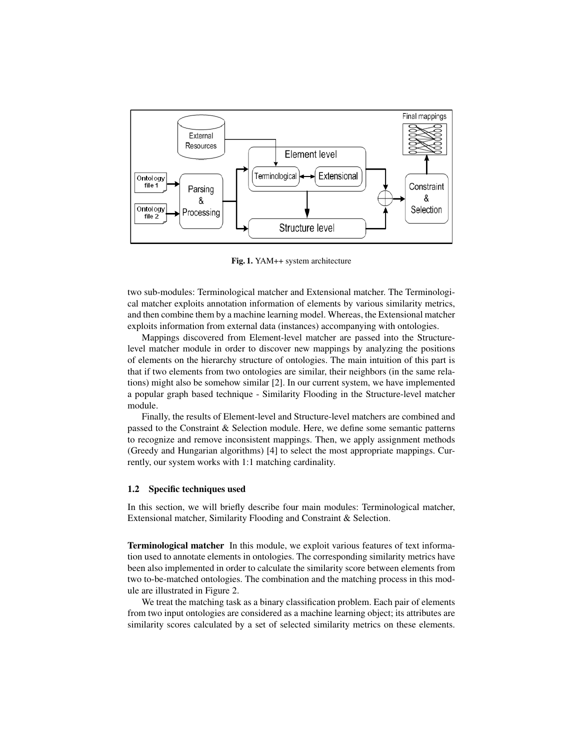Fig. 1. YAM++ system architecture

two sub-modules: Terminological matcher and Extensional matcher. The Terminological matcher exploits annotation information of elements by various similarity metrics, and then combine them by a machine learning model. Whereas, the Extensional matcher exploits information from external data (instances) accompanying with ontologies.

Mappings discovered from Element-level matcher are passed into the Structure-level matcher module in order to discover new mappings by analyzing the positions of elements on the hierarchy structure of ontologies. The main intuition of this part is that if two elements from two ontologies are similar, their neighbors (in the same relations) might also be somehow similar [2]. In our current system, we have implemented a popular graph based technique - Similarity Flooding in the Structure-level matcher module.

Finally, the results of Element-level and Structure-level matchers are combined and passed to the Constraint & Selection module. Here, we define some semantic patterns to recognize and remove inconsistent mappings. Then, we apply assignment methods (Greedy and Hungarian algorithms) [4] to select the most appropriate mappings. Currently, our system works with 1:1 matching cardinality.

### 1.2 Specific techniques used

In this section, we will briefly describe four main modules: Terminological matcher, Extensional matcher, Similarity Flooding and Constraint & Selection.

**Terminological matcher** In this module, we exploit various features of text information used to annotate elements in ontologies. The corresponding similarity metrics have been also implemented in order to calculate the similarity score between elements from two to-be-matched ontologies. The combination and the matching process in this module are illustrated in Figure 2.

We treat the matching task as a binary classification problem. Each pair of elements from two input ontologies are considered as a machine learning object; its attributes are similarity scores calculated by a set of selected similarity metrics on these elements.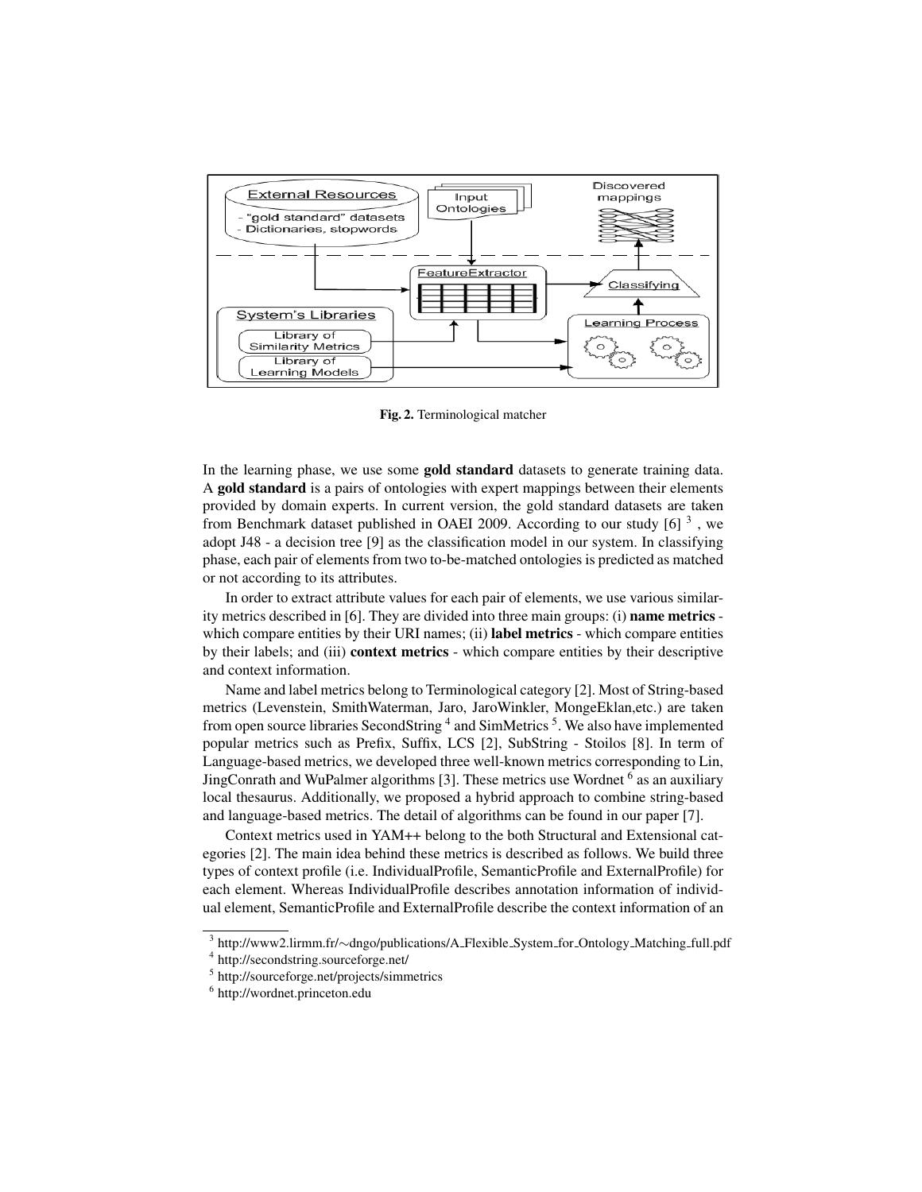Fig. 2. Terminological matcher

In the learning phase, we use some **gold standard** datasets to generate training data. A **gold standard** is a pairs of ontologies with expert mappings between their elements provided by domain experts. In current version, the gold standard datasets are taken from Benchmark dataset published in OAEI 2009. According to our study [6] [3] , we adopt J48 - a decision tree [9] as the classification model in our system. In classifying phase, each pair of elements from two to-be-matched ontologies is predicted as matched or not according to its attributes.

In order to extract attribute values for each pair of elements, we use various similarity metrics described in [6]. They are divided into three main groups: (i) **name metrics** - which compare entities by their URI names; (ii) **label metrics** - which compare entities by their labels; and (iii) **context metrics** - which compare entities by their descriptive and context information.

Name and label metrics belong to Terminological category [2]. Most of String-based metrics (Levenstein, SmithWaterman, Jaro, JaroWinkler, MongeEklan,etc.) are taken from open source libraries SecondString [4] and SimMetrics [5]. We also have implemented popular metrics such as Prefix, Suffix, LCS [2], SubString - Stoilos [8]. In term of Language-based metrics, we developed three well-known metrics corresponding to Lin, JingConrath and WuPalmer algorithms [3]. These metrics use Wordnet [6] as an auxiliary local thesaurus. Additionally, we proposed a hybrid approach to combine string-based and language-based metrics. The detail of algorithms can be found in our paper [7].

Context metrics used in YAM++ belong to the both Structural and Extensional categories [2]. The main idea behind these metrics is described as follows. We build three types of context profile (i.e. IndividualProfile, SemanticProfile and ExternalProfile) for each element. Whereas IndividualProfile describes annotation information of individual element, SemanticProfile and ExternalProfile describe the context information of an

[3] http://www2.lirmm.fr/∼dngo/publications/A_Flexible_System_for_Ontology_Matching_full.pdf

[4] http://secondstring.sourceforge.net/

[5] http://sourceforge.net/projects/simmetrics

[6] http://wordnet.princeton.edu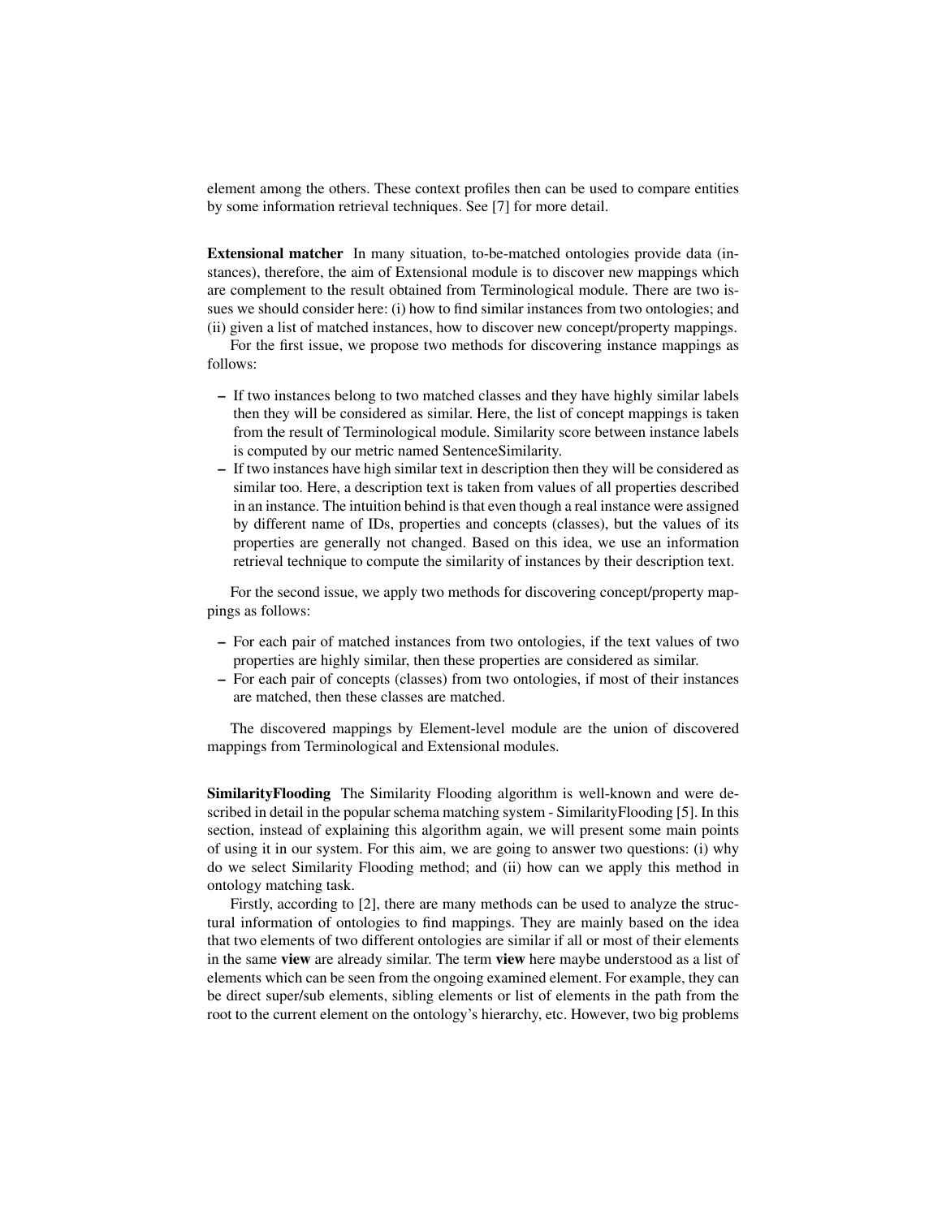element among the others. These context profiles then can be used to compare entities by some information retrieval techniques. See [7] for more detail.

**Extensional matcher** In many situation, to-be-matched ontologies provide data (instances), therefore, the aim of Extensional module is to discover new mappings which are complement to the result obtained from Terminological module. There are two issues we should consider here: (i) how to find similar instances from two ontologies; and (ii) given a list of matched instances, how to discover new concept/property mappings.

For the first issue, we propose two methods for discovering instance mappings as follows:

- If two instances belong to two matched classes and they have highly similar labels then they will be considered as similar. Here, the list of concept mappings is taken from the result of Terminological module. Similarity score between instance labels is computed by our metric named SentenceSimilarity.
- If two instances have high similar text in description then they will be considered as similar too. Here, a description text is taken from values of all properties described in an instance. The intuition behind is that even though a real instance were assigned by different name of IDs, properties and concepts (classes), but the values of its properties are generally not changed. Based on this idea, we use an information retrieval technique to compute the similarity of instances by their description text.

For the second issue, we apply two methods for discovering concept/property mappings as follows:

- For each pair of matched instances from two ontologies, if the text values of two properties are highly similar, then these properties are considered as similar.
- For each pair of concepts (classes) from two ontologies, if most of their instances are matched, then these classes are matched.

The discovered mappings by Element-level module are the union of discovered mappings from Terminological and Extensional modules.

**SimilarityFlooding** The Similarity Flooding algorithm is well-known and were described in detail in the popular schema matching system - SimilarityFlooding [5]. In this section, instead of explaining this algorithm again, we will present some main points of using it in our system. For this aim, we are going to answer two questions: (i) why do we select Similarity Flooding method; and (ii) how can we apply this method in ontology matching task.

Firstly, according to [2], there are many methods can be used to analyze the structural information of ontologies to find mappings. They are mainly based on the idea that two elements of two different ontologies are similar if all or most of their elements in the same **view** are already similar. The term **view** here maybe understood as a list of elements which can be seen from the ongoing examined element. For example, they can be direct super/sub elements, sibling elements or list of elements in the path from the root to the current element on the ontology's hierarchy, etc. However, two big problems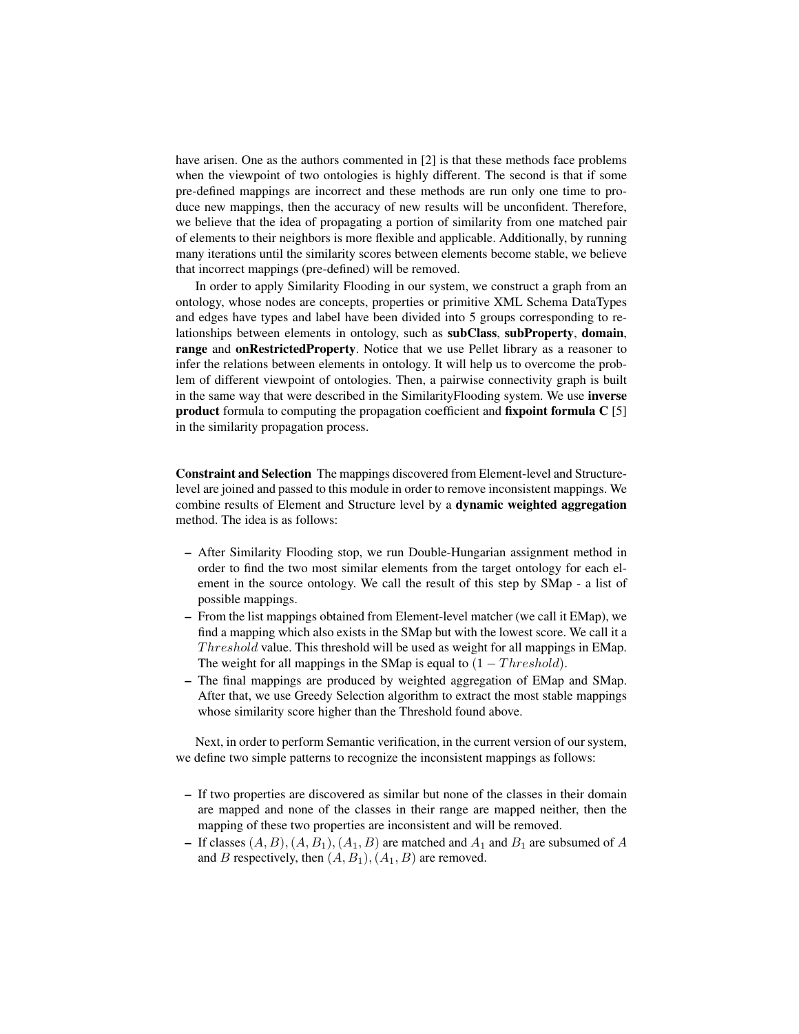have arisen. One as the authors commented in [2] is that these methods face problems when the viewpoint of two ontologies is highly different. The second is that if some pre-defined mappings are incorrect and these methods are run only one time to produce new mappings, then the accuracy of new results will be unconfident. Therefore, we believe that the idea of propagating a portion of similarity from one matched pair of elements to their neighbors is more flexible and applicable. Additionally, by running many iterations until the similarity scores between elements become stable, we believe that incorrect mappings (pre-defined) will be removed.

In order to apply Similarity Flooding in our system, we construct a graph from an ontology, whose nodes are concepts, properties or primitive XML Schema DataTypes and edges have types and label have been divided into 5 groups corresponding to relationships between elements in ontology, such as **subClass**, **subProperty**, **domain**, **range** and **onRestrictedProperty**. Notice that we use Pellet library as a reasoner to infer the relations between elements in ontology. It will help us to overcome the problem of different viewpoint of ontologies. Then, a pairwise connectivity graph is built in the same way that were described in the SimilarityFlooding system. We use **inverse product** formula to computing the propagation coefficient and **fixpoint formula C** [5] in the similarity propagation process.

**Constraint and Selection** The mappings discovered from Element-level and Structure-level are joined and passed to this module in order to remove inconsistent mappings. We combine results of Element and Structure level by a **dynamic weighted aggregation** method. The idea is as follows:

- After Similarity Flooding stop, we run Double-Hungarian assignment method in order to find the two most similar elements from the target ontology for each element in the source ontology. We call the result of this step by SMap - a list of possible mappings.
- From the list mappings obtained from Element-level matcher (we call it EMap), we find a mapping which also exists in the SMap but with the lowest score. We call it a $Threshold$ value. This threshold will be used as weight for all mappings in EMap. The weight for all mappings in the SMap is equal to $(1 - Threshold)$.
- The final mappings are produced by weighted aggregation of EMap and SMap. After that, we use Greedy Selection algorithm to extract the most stable mappings whose similarity score higher than the Threshold found above.

Next, in order to perform Semantic verification, in the current version of our system, we define two simple patterns to recognize the inconsistent mappings as follows:

- If two properties are discovered as similar but none of the classes in their domain are mapped and none of the classes in their range are mapped neither, then the mapping of these two properties are inconsistent and will be removed.
- If classes $(A, B), (A, B_1), (A_1, B)$ are matched and $A_1$ and $B_1$ are subsumed of $A$ and $B$ respectively, then $(A, B_1), (A_1, B)$ are removed.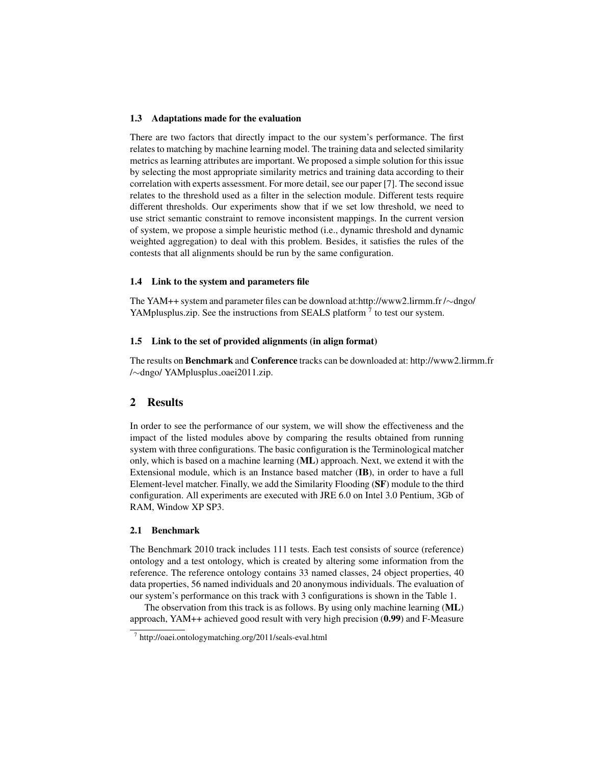### 1.3 Adaptations made for the evaluation

There are two factors that directly impact to the our system's performance. The first relates to matching by machine learning model. The training data and selected similarity metrics as learning attributes are important. We proposed a simple solution for this issue by selecting the most appropriate similarity metrics and training data according to their correlation with experts assessment. For more detail, see our paper [7]. The second issue relates to the threshold used as a filter in the selection module. Different tests require different thresholds. Our experiments show that if we set low threshold, we need to use strict semantic constraint to remove inconsistent mappings. In the current version of system, we propose a simple heuristic method (i.e., dynamic threshold and dynamic weighted aggregation) to deal with this problem. Besides, it satisfies the rules of the contests that all alignments should be run by the same configuration.

### 1.4 Link to the system and parameters file

The YAM++ system and parameter files can be download at:http://www2.lirmm.fr /∼dngo/ YAMplusplus.zip. See the instructions from SEALS platform [7] to test our system.

### 1.5 Link to the set of provided alignments (in align format)

The results on **Benchmark** and **Conference** tracks can be downloaded at: http://www2.lirmm.fr /∼dngo/ YAMplusplus_oaei2011.zip.

## 2 Results

In order to see the performance of our system, we will show the effectiveness and the impact of the listed modules above by comparing the results obtained from running system with three configurations. The basic configuration is the Terminological matcher only, which is based on a machine learning (**ML**) approach. Next, we extend it with the Extensional module, which is an Instance based matcher (**IB**), in order to have a full Element-level matcher. Finally, we add the Similarity Flooding (**SF**) module to the third configuration. All experiments are executed with JRE 6.0 on Intel 3.0 Pentium, 3Gb of RAM, Window XP SP3.

### 2.1 Benchmark

The Benchmark 2010 track includes 111 tests. Each test consists of source (reference) ontology and a test ontology, which is created by altering some information from the reference. The reference ontology contains 33 named classes, 24 object properties, 40 data properties, 56 named individuals and 20 anonymous individuals. The evaluation of our system's performance on this track with 3 configurations is shown in the Table 1.

The observation from this track is as follows. By using only machine learning (**ML**) approach, YAM++ achieved good result with very high precision (**0.99**) and F-Measure

[7] http://oaei.ontologymatching.org/2011/seals-eval.html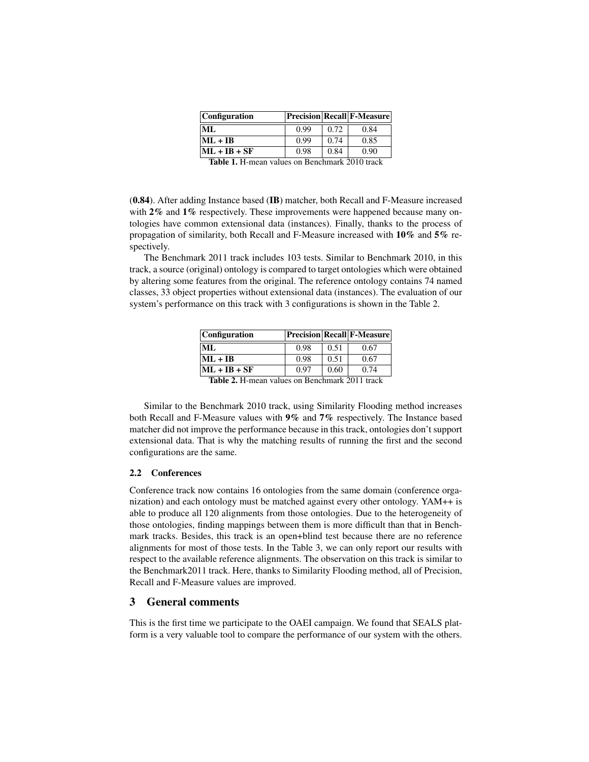| Configuration | Precision | Recall | F-Measure |
|---|---|---|---|
| **ML** | 0.99 | 0.72 | 0.84 |
| **ML + IB** | 0.99 | 0.74 | 0.85 |
| **ML + IB + SF** | 0.98 | 0.84 | 0.90 |

**Table 1.** H-mean values on Benchmark 2010 track

(**0.84**). After adding Instance based (**IB**) matcher, both Recall and F-Measure increased with **2%** and **1%** respectively. These improvements were happened because many ontologies have common extensional data (instances). Finally, thanks to the process of propagation of similarity, both Recall and F-Measure increased with **10%** and **5%** respectively.

The Benchmark 2011 track includes 103 tests. Similar to Benchmark 2010, in this track, a source (original) ontology is compared to target ontologies which were obtained by altering some features from the original. The reference ontology contains 74 named classes, 33 object properties without extensional data (instances). The evaluation of our system's performance on this track with 3 configurations is shown in the Table 2.

| Configuration | Precision | Recall | F-Measure |
|---|---|---|---|
| **ML** | 0.98 | 0.51 | 0.67 |
| **ML + IB** | 0.98 | 0.51 | 0.67 |
| **ML + IB + SF** | 0.97 | 0.60 | 0.74 |

**Table 2.** H-mean values on Benchmark 2011 track

Similar to the Benchmark 2010 track, using Similarity Flooding method increases both Recall and F-Measure values with **9%** and **7%** respectively. The Instance based matcher did not improve the performance because in this track, ontologies don't support extensional data. That is why the matching results of running the first and the second configurations are the same.

### 2.2 Conferences

Conference track now contains 16 ontologies from the same domain (conference organization) and each ontology must be matched against every other ontology. YAM++ is able to produce all 120 alignments from those ontologies. Due to the heterogeneity of those ontologies, finding mappings between them is more difficult than that in Benchmark tracks. Besides, this track is an open+blind test because there are no reference alignments for most of those tests. In the Table 3, we can only report our results with respect to the available reference alignments. The observation on this track is similar to the Benchmark2011 track. Here, thanks to Similarity Flooding method, all of Precision, Recall and F-Measure values are improved.

## 3 General comments

This is the first time we participate to the OAEI campaign. We found that SEALS platform is a very valuable tool to compare the performance of our system with the others.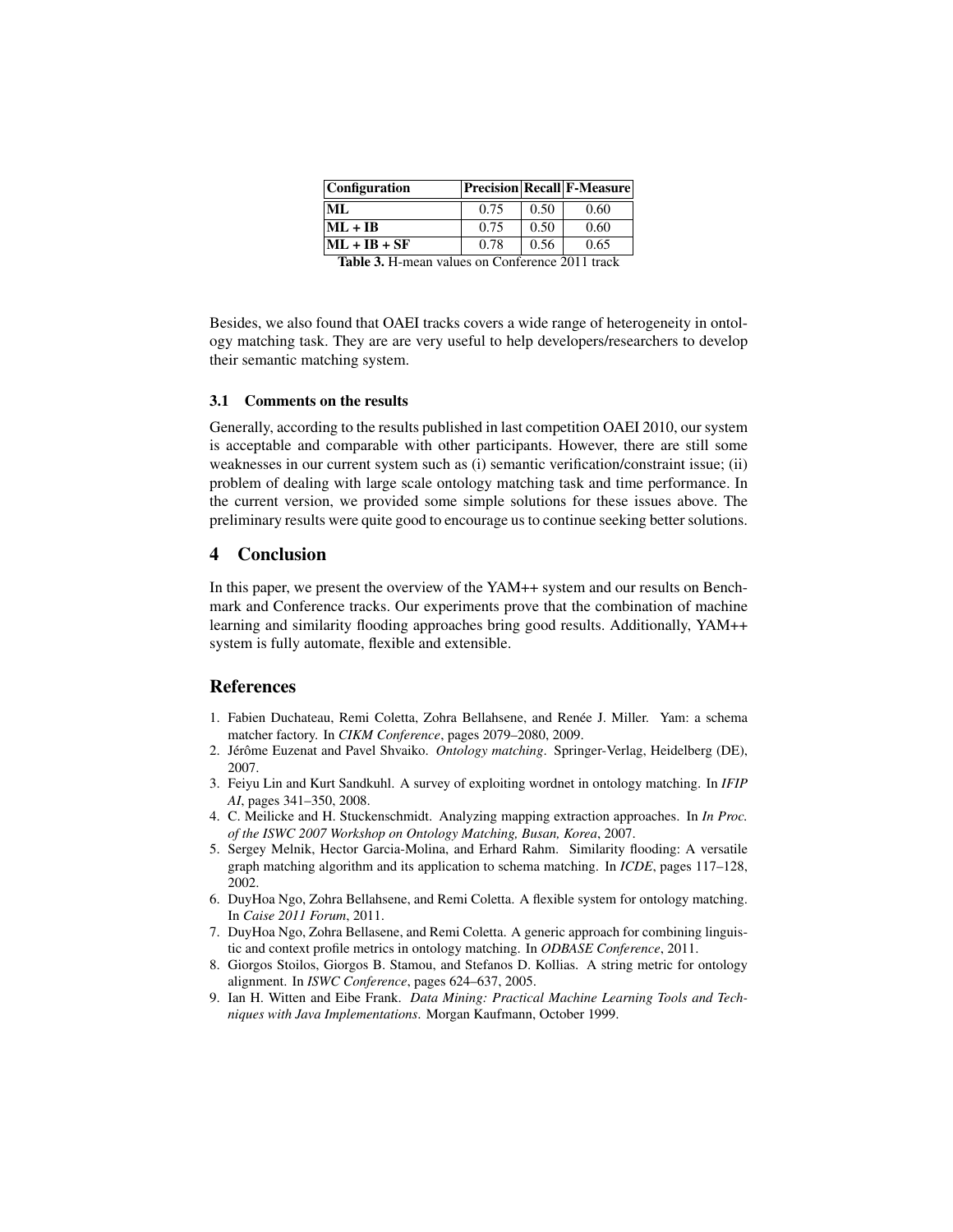| Configuration | Precision | Recall | F-Measure |
|---|---|---|---|
| **ML** | 0.75 | 0.50 | 0.60 |
| **ML + IB** | 0.75 | 0.50 | 0.60 |
| **ML + IB + SF** | 0.78 | 0.56 | 0.65 |

**Table 3.** H-mean values on Conference 2011 track

Besides, we also found that OAEI tracks covers a wide range of heterogeneity in ontology matching task. They are are very useful to help developers/researchers to develop their semantic matching system.

### 3.1 Comments on the results

Generally, according to the results published in last competition OAEI 2010, our system is acceptable and comparable with other participants. However, there are still some weaknesses in our current system such as (i) semantic verification/constraint issue; (ii) problem of dealing with large scale ontology matching task and time performance. In the current version, we provided some simple solutions for these issues above. The preliminary results were quite good to encourage us to continue seeking better solutions.

## 4 Conclusion

In this paper, we present the overview of the YAM++ system and our results on Benchmark and Conference tracks. Our experiments prove that the combination of machine learning and similarity flooding approaches bring good results. Additionally, YAM++ system is fully automate, flexible and extensible.

## References

1. Fabien Duchateau, Remi Coletta, Zohra Bellahsene, and Renée J. Miller. Yam: a schema matcher factory. In *CIKM Conference*, pages 2079–2080, 2009.
2. Jérôme Euzenat and Pavel Shvaiko. *Ontology matching*. Springer-Verlag, Heidelberg (DE), 2007.
3. Feiyu Lin and Kurt Sandkuhl. A survey of exploiting wordnet in ontology matching. In *IFIP AI*, pages 341–350, 2008.
4. C. Meilicke and H. Stuckenschmidt. Analyzing mapping extraction approaches. In *In Proc. of the ISWC 2007 Workshop on Ontology Matching, Busan, Korea*, 2007.
5. Sergey Melnik, Hector Garcia-Molina, and Erhard Rahm. Similarity flooding: A versatile graph matching algorithm and its application to schema matching. In *ICDE*, pages 117–128, 2002.
6. DuyHoa Ngo, Zohra Bellahsene, and Remi Coletta. A flexible system for ontology matching. In *Caise 2011 Forum*, 2011.
7. DuyHoa Ngo, Zohra Bellasene, and Remi Coletta. A generic approach for combining linguistic and context profile metrics in ontology matching. In *ODBASE Conference*, 2011.
8. Giorgos Stoilos, Giorgos B. Stamou, and Stefanos D. Kollias. A string metric for ontology alignment. In *ISWC Conference*, pages 624–637, 2005.
9. Ian H. Witten and Eibe Frank. *Data Mining: Practical Machine Learning Tools and Techniques with Java Implementations*. Morgan Kaufmann, October 1999.